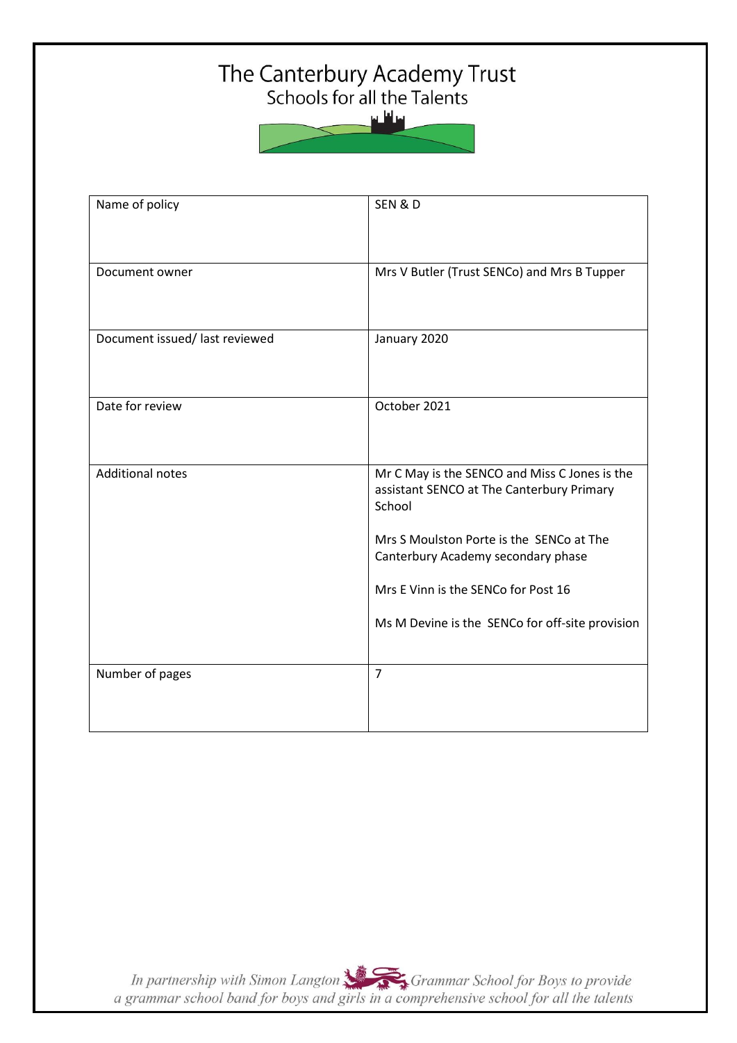# The Canterbury Academy Trust

Schools for all the Talents

| Name of policy | SEN & D |
|---|---|
| Document owner | Mrs V Butler (Trust SENCo) and Mrs B Tupper |
| Document issued/ last reviewed | January 2020 |
| Date for review | October 2021 |
| Additional notes | Mr C May is the SENCO and Miss C Jones is the assistant SENCO at The Canterbury Primary School<br><br>Mrs S Moulston Porte is the SENCo at The Canterbury Academy secondary phase<br><br>Mrs E Vinn is the SENCo for Post 16<br><br>Ms M Devine is the SENCo for off-site provision |
| Number of pages | 7 |

*In partnership with Simon Langton Grammar School for Boys to provide a grammar school band for boys and girls in a comprehensive school for all the talents*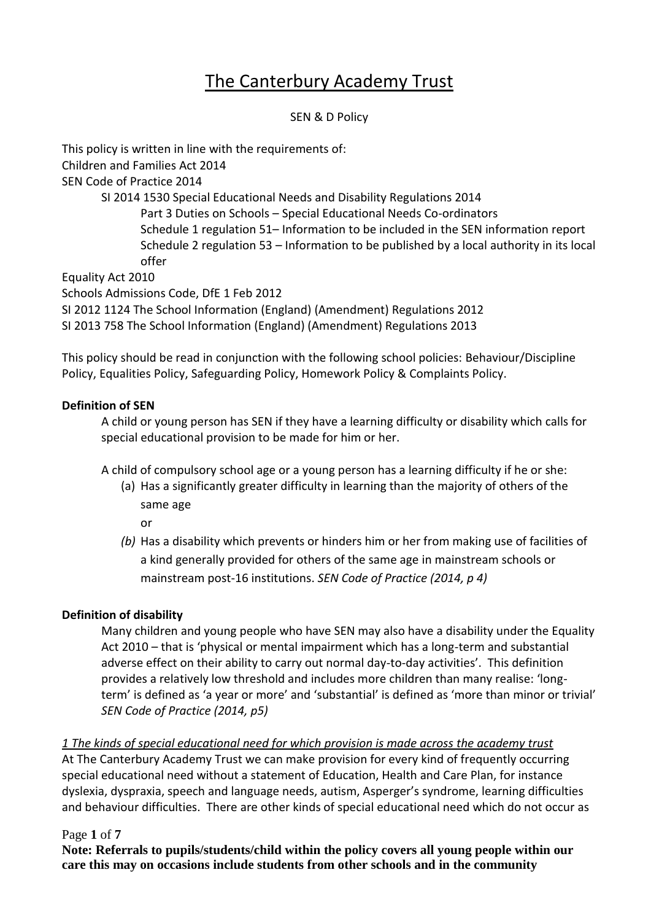# The Canterbury Academy Trust

SEN & D Policy

This policy is written in line with the requirements of:
Children and Families Act 2014
SEN Code of Practice 2014

- SI 2014 1530 Special Educational Needs and Disability Regulations 2014
  - Part 3 Duties on Schools – Special Educational Needs Co-ordinators
  - Schedule 1 regulation 51– Information to be included in the SEN information report
  - Schedule 2 regulation 53 – Information to be published by a local authority in its local offer

Equality Act 2010
Schools Admissions Code, DfE 1 Feb 2012
SI 2012 1124 The School Information (England) (Amendment) Regulations 2012
SI 2013 758 The School Information (England) (Amendment) Regulations 2013

This policy should be read in conjunction with the following school policies: Behaviour/Discipline Policy, Equalities Policy, Safeguarding Policy, Homework Policy & Complaints Policy.

**Definition of SEN**

A child or young person has SEN if they have a learning difficulty or disability which calls for special educational provision to be made for him or her.

A child of compulsory school age or a young person has a learning difficulty if he or she:

(a) Has a significantly greater difficulty in learning than the majority of others of the same age

or

*(b)* Has a disability which prevents or hinders him or her from making use of facilities of a kind generally provided for others of the same age in mainstream schools or mainstream post-16 institutions. *SEN Code of Practice (2014, p 4)*

**Definition of disability**

Many children and young people who have SEN may also have a disability under the Equality Act 2010 – that is 'physical or mental impairment which has a long-term and substantial adverse effect on their ability to carry out normal day-to-day activities'. This definition provides a relatively low threshold and includes more children than many realise: 'long-term' is defined as 'a year or more' and 'substantial' is defined as 'more than minor or trivial' *SEN Code of Practice (2014, p5)*

*1 The kinds of special educational need for which provision is made across the academy trust*

At The Canterbury Academy Trust we can make provision for every kind of frequently occurring special educational need without a statement of Education, Health and Care Plan, for instance dyslexia, dyspraxia, speech and language needs, autism, Asperger's syndrome, learning difficulties and behaviour difficulties. There are other kinds of special educational need which do not occur as

**Note: Referrals to pupils/students/child within the policy covers all young people within our care this may on occasions include students from other schools and in the community**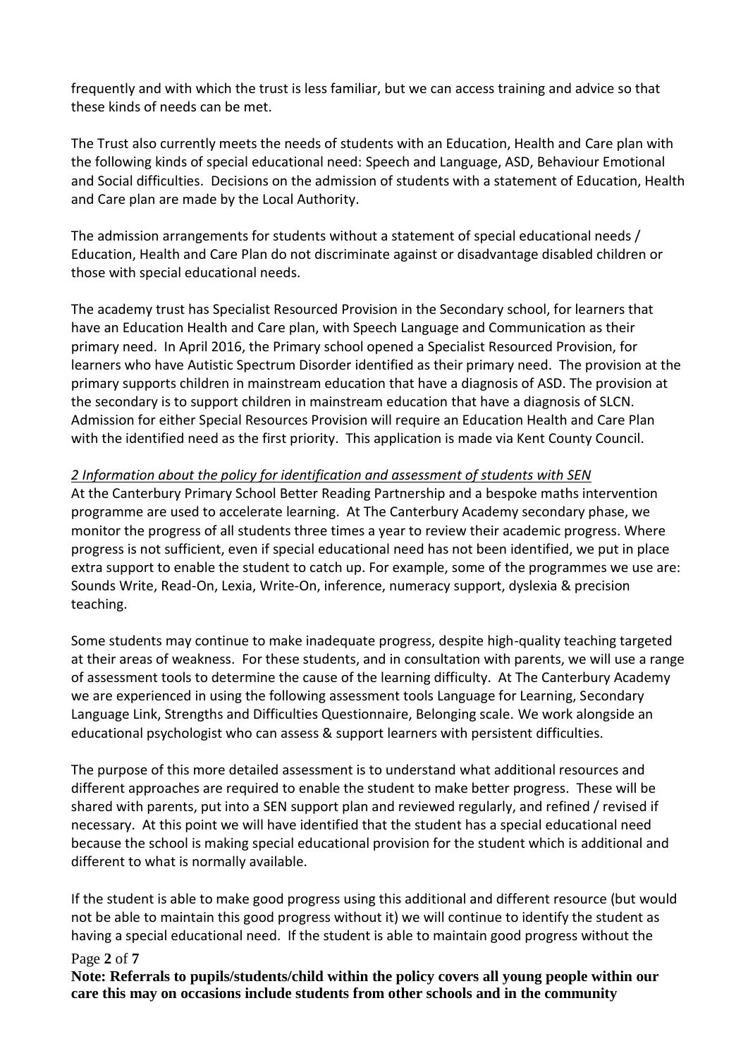frequently and with which the trust is less familiar, but we can access training and advice so that these kinds of needs can be met.

The Trust also currently meets the needs of students with an Education, Health and Care plan with the following kinds of special educational need: Speech and Language, ASD, Behaviour Emotional and Social difficulties. Decisions on the admission of students with a statement of Education, Health and Care plan are made by the Local Authority.

The admission arrangements for students without a statement of special educational needs / Education, Health and Care Plan do not discriminate against or disadvantage disabled children or those with special educational needs.

The academy trust has Specialist Resourced Provision in the Secondary school, for learners that have an Education Health and Care plan, with Speech Language and Communication as their primary need. In April 2016, the Primary school opened a Specialist Resourced Provision, for learners who have Autistic Spectrum Disorder identified as their primary need. The provision at the primary supports children in mainstream education that have a diagnosis of ASD. The provision at the secondary is to support children in mainstream education that have a diagnosis of SLCN. Admission for either Special Resources Provision will require an Education Health and Care Plan with the identified need as the first priority. This application is made via Kent County Council.

*2 Information about the policy for identification and assessment of students with SEN*

At the Canterbury Primary School Better Reading Partnership and a bespoke maths intervention programme are used to accelerate learning. At The Canterbury Academy secondary phase, we monitor the progress of all students three times a year to review their academic progress. Where progress is not sufficient, even if special educational need has not been identified, we put in place extra support to enable the student to catch up. For example, some of the programmes we use are: Sounds Write, Read-On, Lexia, Write-On, inference, numeracy support, dyslexia & precision teaching.

Some students may continue to make inadequate progress, despite high-quality teaching targeted at their areas of weakness. For these students, and in consultation with parents, we will use a range of assessment tools to determine the cause of the learning difficulty. At The Canterbury Academy we are experienced in using the following assessment tools Language for Learning, Secondary Language Link, Strengths and Difficulties Questionnaire, Belonging scale. We work alongside an educational psychologist who can assess & support learners with persistent difficulties.

The purpose of this more detailed assessment is to understand what additional resources and different approaches are required to enable the student to make better progress. These will be shared with parents, put into a SEN support plan and reviewed regularly, and refined / revised if necessary. At this point we will have identified that the student has a special educational need because the school is making special educational provision for the student which is additional and different to what is normally available.

If the student is able to make good progress using this additional and different resource (but would not be able to maintain this good progress without it) we will continue to identify the student as having a special educational need. If the student is able to maintain good progress without the

**Note: Referrals to pupils/students/child within the policy covers all young people within our care this may on occasions include students from other schools and in the community**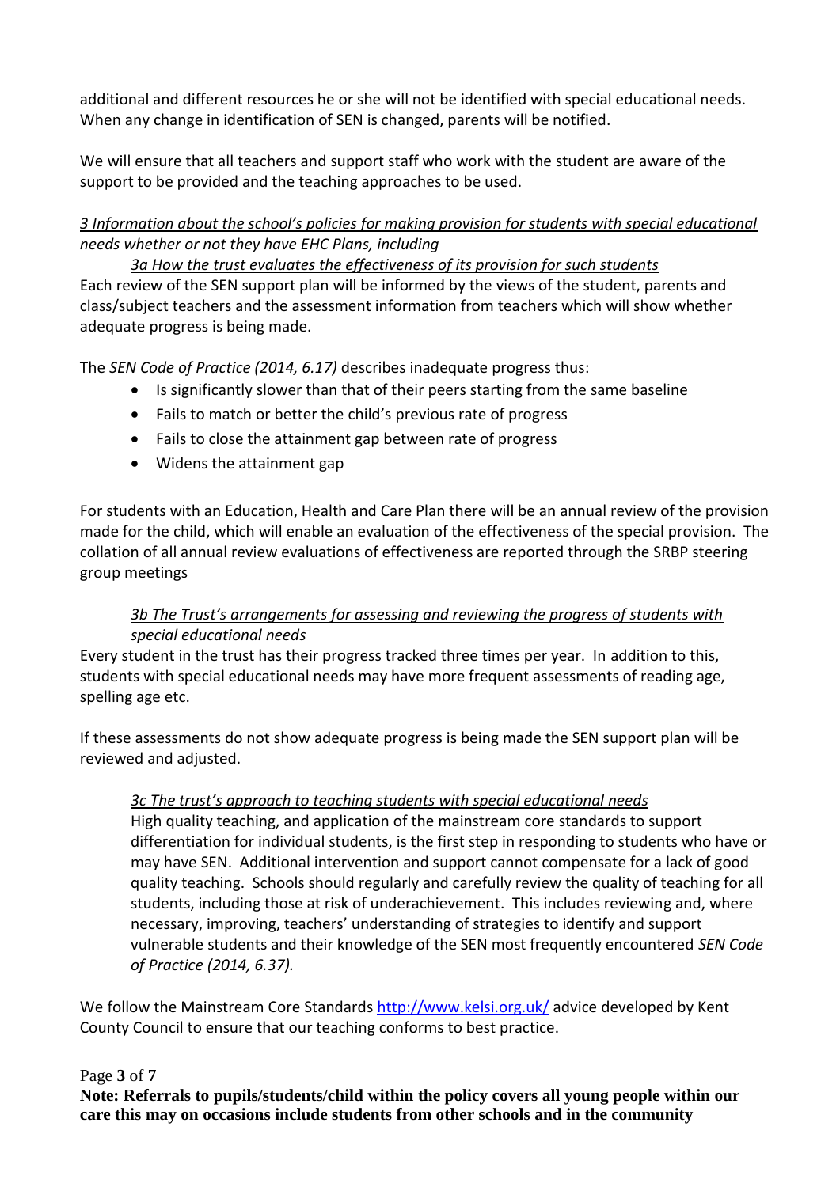additional and different resources he or she will not be identified with special educational needs. When any change in identification of SEN is changed, parents will be notified.

We will ensure that all teachers and support staff who work with the student are aware of the support to be provided and the teaching approaches to be used.

*3 Information about the school's policies for making provision for students with special educational needs whether or not they have EHC Plans, including*

*3a How the trust evaluates the effectiveness of its provision for such students*

Each review of the SEN support plan will be informed by the views of the student, parents and class/subject teachers and the assessment information from teachers which will show whether adequate progress is being made.

The *SEN Code of Practice (2014, 6.17)* describes inadequate progress thus:

- Is significantly slower than that of their peers starting from the same baseline
- Fails to match or better the child's previous rate of progress
- Fails to close the attainment gap between rate of progress
- Widens the attainment gap

For students with an Education, Health and Care Plan there will be an annual review of the provision made for the child, which will enable an evaluation of the effectiveness of the special provision. The collation of all annual review evaluations of effectiveness are reported through the SRBP steering group meetings

*3b The Trust's arrangements for assessing and reviewing the progress of students with special educational needs*

Every student in the trust has their progress tracked three times per year. In addition to this, students with special educational needs may have more frequent assessments of reading age, spelling age etc.

If these assessments do not show adequate progress is being made the SEN support plan will be reviewed and adjusted.

*3c The trust's approach to teaching students with special educational needs*

High quality teaching, and application of the mainstream core standards to support differentiation for individual students, is the first step in responding to students who have or may have SEN. Additional intervention and support cannot compensate for a lack of good quality teaching. Schools should regularly and carefully review the quality of teaching for all students, including those at risk of underachievement. This includes reviewing and, where necessary, improving, teachers' understanding of strategies to identify and support vulnerable students and their knowledge of the SEN most frequently encountered *SEN Code of Practice (2014, 6.37).*

We follow the Mainstream Core Standards [http://www.kelsi.org.uk/](http://www.kelsi.org.uk/) advice developed by Kent County Council to ensure that our teaching conforms to best practice.

**Note: Referrals to pupils/students/child within the policy covers all young people within our care this may on occasions include students from other schools and in the community**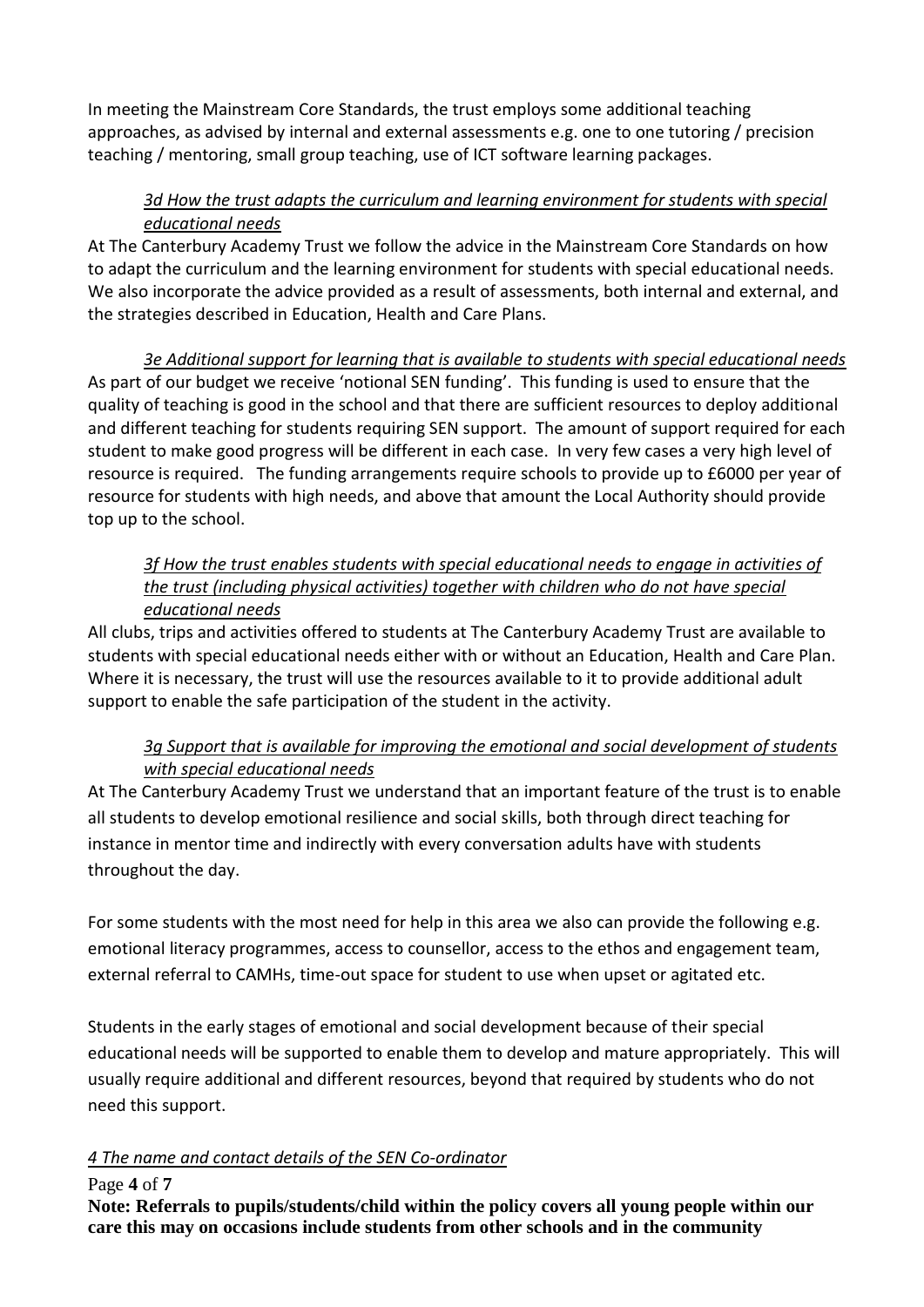In meeting the Mainstream Core Standards, the trust employs some additional teaching approaches, as advised by internal and external assessments e.g. one to one tutoring / precision teaching / mentoring, small group teaching, use of ICT software learning packages.

*3d How the trust adapts the curriculum and learning environment for students with special educational needs*

At The Canterbury Academy Trust we follow the advice in the Mainstream Core Standards on how to adapt the curriculum and the learning environment for students with special educational needs. We also incorporate the advice provided as a result of assessments, both internal and external, and the strategies described in Education, Health and Care Plans.

*3e Additional support for learning that is available to students with special educational needs*

As part of our budget we receive 'notional SEN funding'. This funding is used to ensure that the quality of teaching is good in the school and that there are sufficient resources to deploy additional and different teaching for students requiring SEN support. The amount of support required for each student to make good progress will be different in each case. In very few cases a very high level of resource is required. The funding arrangements require schools to provide up to £6000 per year of resource for students with high needs, and above that amount the Local Authority should provide top up to the school.

*3f How the trust enables students with special educational needs to engage in activities of the trust (including physical activities) together with children who do not have special educational needs*

All clubs, trips and activities offered to students at The Canterbury Academy Trust are available to students with special educational needs either with or without an Education, Health and Care Plan. Where it is necessary, the trust will use the resources available to it to provide additional adult support to enable the safe participation of the student in the activity.

*3g Support that is available for improving the emotional and social development of students with special educational needs*

At The Canterbury Academy Trust we understand that an important feature of the trust is to enable all students to develop emotional resilience and social skills, both through direct teaching for instance in mentor time and indirectly with every conversation adults have with students throughout the day.

For some students with the most need for help in this area we also can provide the following e.g. emotional literacy programmes, access to counsellor, access to the ethos and engagement team, external referral to CAMHs, time-out space for student to use when upset or agitated etc.

Students in the early stages of emotional and social development because of their special educational needs will be supported to enable them to develop and mature appropriately. This will usually require additional and different resources, beyond that required by students who do not need this support.

*4 The name and contact details of the SEN Co-ordinator*

**Note: Referrals to pupils/students/child within the policy covers all young people within our care this may on occasions include students from other schools and in the community**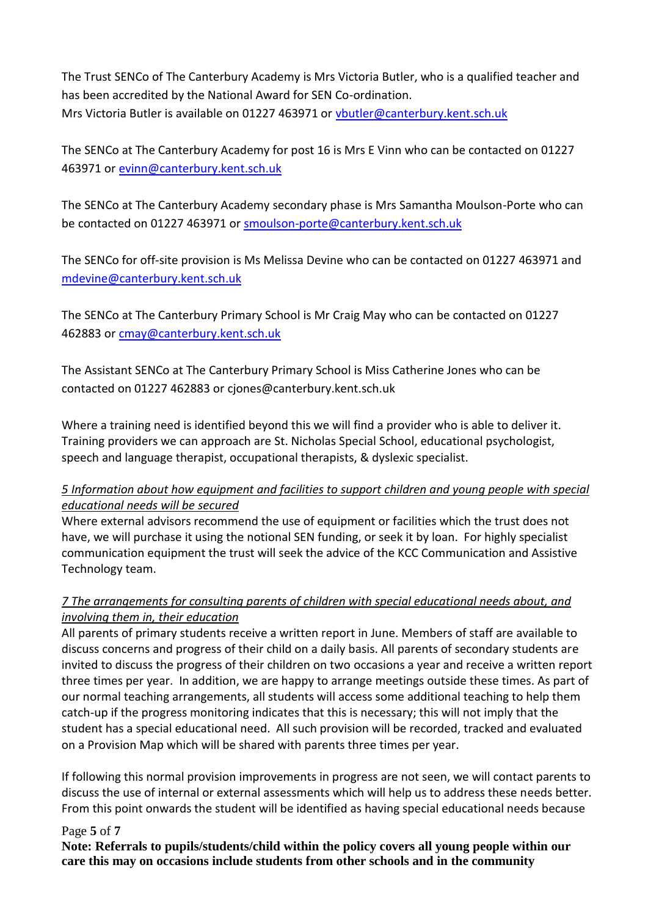The Trust SENCo of The Canterbury Academy is Mrs Victoria Butler, who is a qualified teacher and has been accredited by the National Award for SEN Co-ordination.
Mrs Victoria Butler is available on 01227 463971 or vbutler@canterbury.kent.sch.uk

The SENCo at The Canterbury Academy for post 16 is Mrs E Vinn who can be contacted on 01227 463971 or evinn@canterbury.kent.sch.uk

The SENCo at The Canterbury Academy secondary phase is Mrs Samantha Moulson-Porte who can be contacted on 01227 463971 or smoulson-porte@canterbury.kent.sch.uk

The SENCo for off-site provision is Ms Melissa Devine who can be contacted on 01227 463971 and mdevine@canterbury.kent.sch.uk

The SENCo at The Canterbury Primary School is Mr Craig May who can be contacted on 01227 462883 or cmay@canterbury.kent.sch.uk

The Assistant SENCo at The Canterbury Primary School is Miss Catherine Jones who can be contacted on 01227 462883 or cjones@canterbury.kent.sch.uk

Where a training need is identified beyond this we will find a provider who is able to deliver it. Training providers we can approach are St. Nicholas Special School, educational psychologist, speech and language therapist, occupational therapists, & dyslexic specialist.

*5 Information about how equipment and facilities to support children and young people with special educational needs will be secured*

Where external advisors recommend the use of equipment or facilities which the trust does not have, we will purchase it using the notional SEN funding, or seek it by loan. For highly specialist communication equipment the trust will seek the advice of the KCC Communication and Assistive Technology team.

*7 The arrangements for consulting parents of children with special educational needs about, and involving them in, their education*

All parents of primary students receive a written report in June. Members of staff are available to discuss concerns and progress of their child on a daily basis. All parents of secondary students are invited to discuss the progress of their children on two occasions a year and receive a written report three times per year. In addition, we are happy to arrange meetings outside these times. As part of our normal teaching arrangements, all students will access some additional teaching to help them catch-up if the progress monitoring indicates that this is necessary; this will not imply that the student has a special educational need. All such provision will be recorded, tracked and evaluated on a Provision Map which will be shared with parents three times per year.

If following this normal provision improvements in progress are not seen, we will contact parents to discuss the use of internal or external assessments which will help us to address these needs better. From this point onwards the student will be identified as having special educational needs because

**Note: Referrals to pupils/students/child within the policy covers all young people within our care this may on occasions include students from other schools and in the community**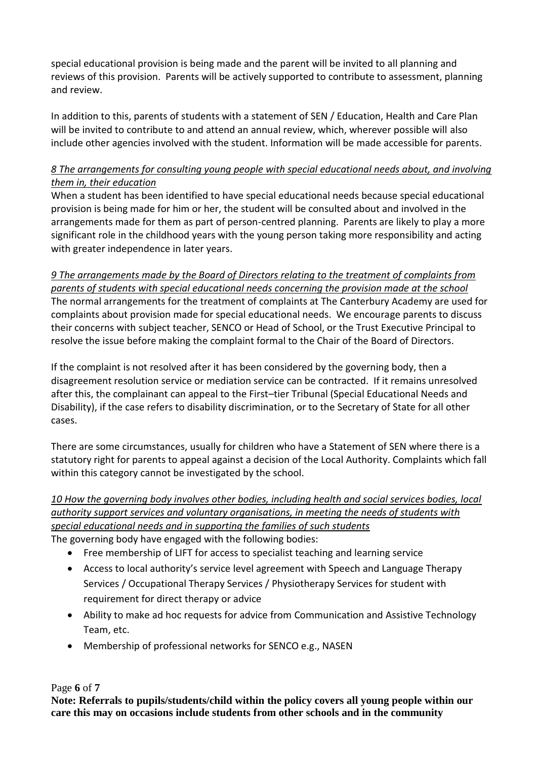special educational provision is being made and the parent will be invited to all planning and reviews of this provision. Parents will be actively supported to contribute to assessment, planning and review.

In addition to this, parents of students with a statement of SEN / Education, Health and Care Plan will be invited to contribute to and attend an annual review, which, wherever possible will also include other agencies involved with the student. Information will be made accessible for parents.

*8 The arrangements for consulting young people with special educational needs about, and involving them in, their education*

When a student has been identified to have special educational needs because special educational provision is being made for him or her, the student will be consulted about and involved in the arrangements made for them as part of person-centred planning. Parents are likely to play a more significant role in the childhood years with the young person taking more responsibility and acting with greater independence in later years.

*9 The arrangements made by the Board of Directors relating to the treatment of complaints from parents of students with special educational needs concerning the provision made at the school*

The normal arrangements for the treatment of complaints at The Canterbury Academy are used for complaints about provision made for special educational needs. We encourage parents to discuss their concerns with subject teacher, SENCO or Head of School, or the Trust Executive Principal to resolve the issue before making the complaint formal to the Chair of the Board of Directors.

If the complaint is not resolved after it has been considered by the governing body, then a disagreement resolution service or mediation service can be contracted. If it remains unresolved after this, the complainant can appeal to the First–tier Tribunal (Special Educational Needs and Disability), if the case refers to disability discrimination, or to the Secretary of State for all other cases.

There are some circumstances, usually for children who have a Statement of SEN where there is a statutory right for parents to appeal against a decision of the Local Authority. Complaints which fall within this category cannot be investigated by the school.

*10 How the governing body involves other bodies, including health and social services bodies, local authority support services and voluntary organisations, in meeting the needs of students with special educational needs and in supporting the families of such students*

The governing body have engaged with the following bodies:

- Free membership of LIFT for access to specialist teaching and learning service
- Access to local authority's service level agreement with Speech and Language Therapy Services / Occupational Therapy Services / Physiotherapy Services for student with requirement for direct therapy or advice
- Ability to make ad hoc requests for advice from Communication and Assistive Technology Team, etc.
- Membership of professional networks for SENCO e.g., NASEN

**Note: Referrals to pupils/students/child within the policy covers all young people within our care this may on occasions include students from other schools and in the community**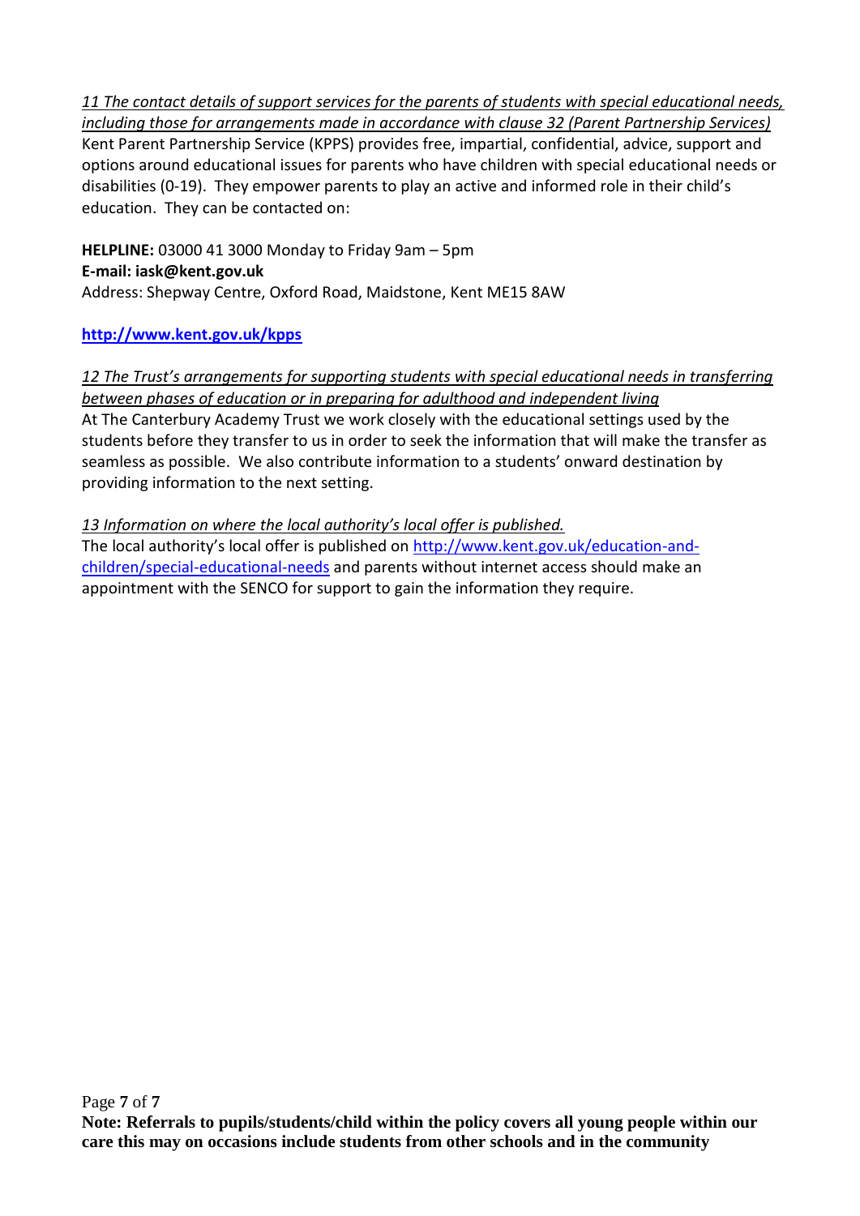*<u>11 The contact details of support services for the parents of students with special educational needs, including those for arrangements made in accordance with clause 32 (Parent Partnership Services)</u>*

Kent Parent Partnership Service (KPPS) provides free, impartial, confidential, advice, support and options around educational issues for parents who have children with special educational needs or disabilities (0-19). They empower parents to play an active and informed role in their child's education. They can be contacted on:

**HELPLINE:** 03000 41 3000 Monday to Friday 9am – 5pm
**E-mail: iask@kent.gov.uk**
Address: Shepway Centre, Oxford Road, Maidstone, Kent ME15 8AW

**http://www.kent.gov.uk/kpps**

*<u>12 The Trust's arrangements for supporting students with special educational needs in transferring between phases of education or in preparing for adulthood and independent living</u>*

At The Canterbury Academy Trust we work closely with the educational settings used by the students before they transfer to us in order to seek the information that will make the transfer as seamless as possible. We also contribute information to a students' onward destination by providing information to the next setting.

*<u>13 Information on where the local authority's local offer is published.</u>*

The local authority's local offer is published on http://www.kent.gov.uk/education-and-children/special-educational-needs and parents without internet access should make an appointment with the SENCO for support to gain the information they require.

**Note: Referrals to pupils/students/child within the policy covers all young people within our care this may on occasions include students from other schools and in the community**